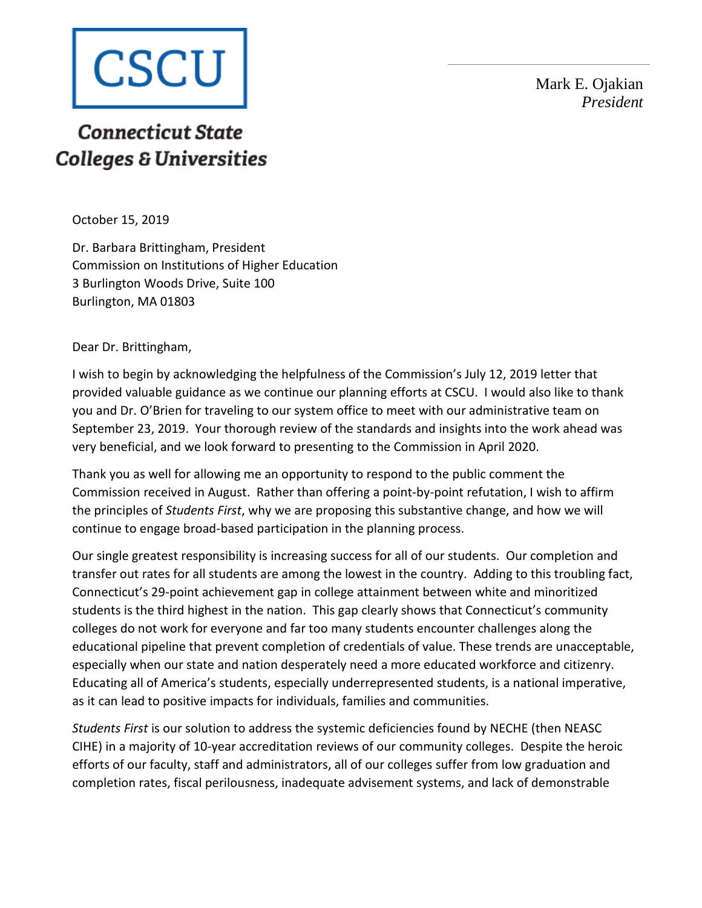**CSCU**

**Connecticut State Colleges & Universities**

Mark E. Ojakian
*President*

October 15, 2019

Dr. Barbara Brittingham, President
Commission on Institutions of Higher Education
3 Burlington Woods Drive, Suite 100
Burlington, MA 01803

Dear Dr. Brittingham,

I wish to begin by acknowledging the helpfulness of the Commission's July 12, 2019 letter that provided valuable guidance as we continue our planning efforts at CSCU. I would also like to thank you and Dr. O'Brien for traveling to our system office to meet with our administrative team on September 23, 2019. Your thorough review of the standards and insights into the work ahead was very beneficial, and we look forward to presenting to the Commission in April 2020.

Thank you as well for allowing me an opportunity to respond to the public comment the Commission received in August. Rather than offering a point-by-point refutation, I wish to affirm the principles of *Students First*, why we are proposing this substantive change, and how we will continue to engage broad-based participation in the planning process.

Our single greatest responsibility is increasing success for all of our students. Our completion and transfer out rates for all students are among the lowest in the country. Adding to this troubling fact, Connecticut's 29-point achievement gap in college attainment between white and minoritized students is the third highest in the nation. This gap clearly shows that Connecticut's community colleges do not work for everyone and far too many students encounter challenges along the educational pipeline that prevent completion of credentials of value. These trends are unacceptable, especially when our state and nation desperately need a more educated workforce and citizenry. Educating all of America's students, especially underrepresented students, is a national imperative, as it can lead to positive impacts for individuals, families and communities.

*Students First* is our solution to address the systemic deficiencies found by NECHE (then NEASC CIHE) in a majority of 10-year accreditation reviews of our community colleges. Despite the heroic efforts of our faculty, staff and administrators, all of our colleges suffer from low graduation and completion rates, fiscal perilousness, inadequate advisement systems, and lack of demonstrable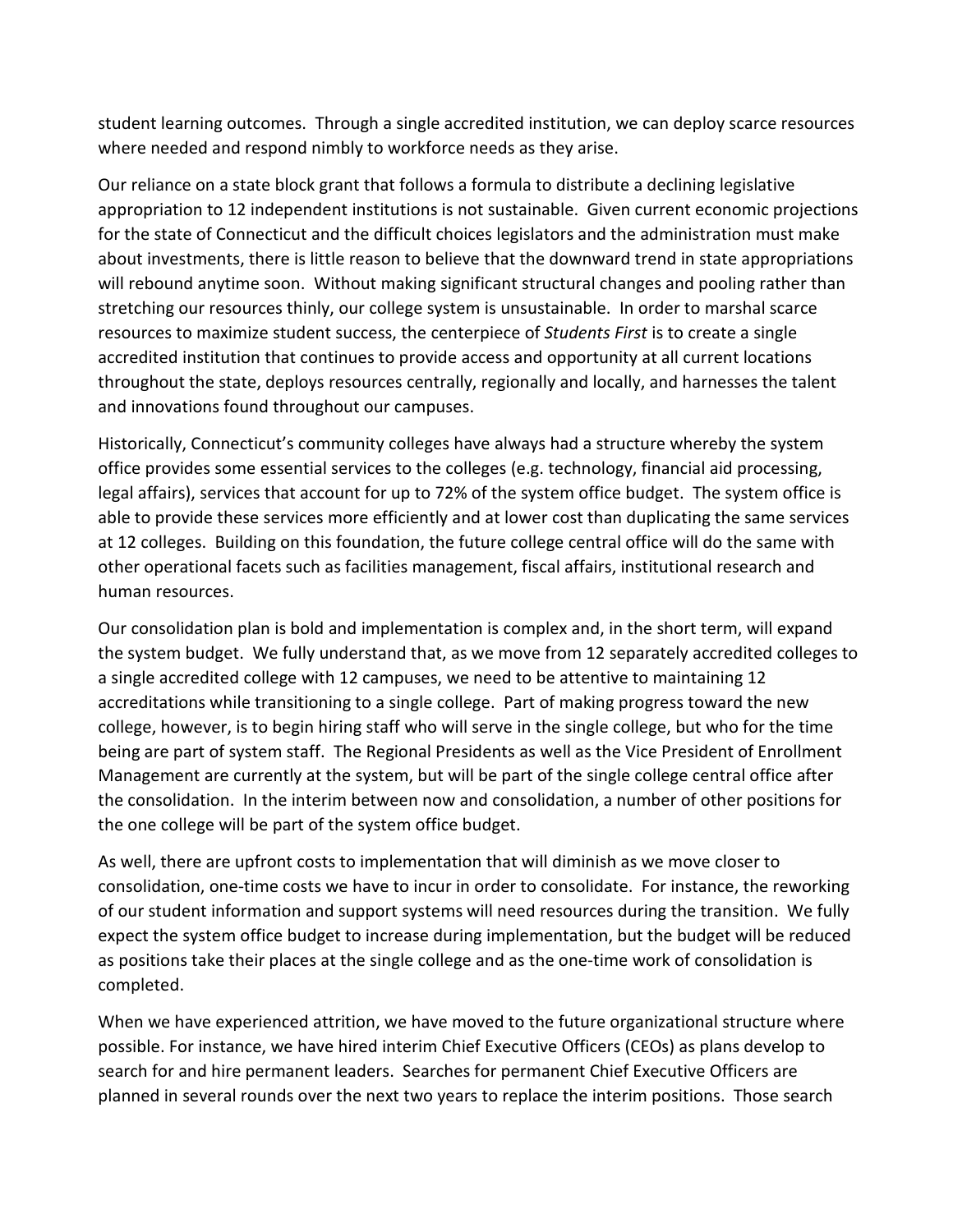student learning outcomes. Through a single accredited institution, we can deploy scarce resources where needed and respond nimbly to workforce needs as they arise.

Our reliance on a state block grant that follows a formula to distribute a declining legislative appropriation to 12 independent institutions is not sustainable. Given current economic projections for the state of Connecticut and the difficult choices legislators and the administration must make about investments, there is little reason to believe that the downward trend in state appropriations will rebound anytime soon. Without making significant structural changes and pooling rather than stretching our resources thinly, our college system is unsustainable. In order to marshal scarce resources to maximize student success, the centerpiece of *Students First* is to create a single accredited institution that continues to provide access and opportunity at all current locations throughout the state, deploys resources centrally, regionally and locally, and harnesses the talent and innovations found throughout our campuses.

Historically, Connecticut's community colleges have always had a structure whereby the system office provides some essential services to the colleges (e.g. technology, financial aid processing, legal affairs), services that account for up to 72% of the system office budget. The system office is able to provide these services more efficiently and at lower cost than duplicating the same services at 12 colleges. Building on this foundation, the future college central office will do the same with other operational facets such as facilities management, fiscal affairs, institutional research and human resources.

Our consolidation plan is bold and implementation is complex and, in the short term, will expand the system budget. We fully understand that, as we move from 12 separately accredited colleges to a single accredited college with 12 campuses, we need to be attentive to maintaining 12 accreditations while transitioning to a single college. Part of making progress toward the new college, however, is to begin hiring staff who will serve in the single college, but who for the time being are part of system staff. The Regional Presidents as well as the Vice President of Enrollment Management are currently at the system, but will be part of the single college central office after the consolidation. In the interim between now and consolidation, a number of other positions for the one college will be part of the system office budget.

As well, there are upfront costs to implementation that will diminish as we move closer to consolidation, one-time costs we have to incur in order to consolidate. For instance, the reworking of our student information and support systems will need resources during the transition. We fully expect the system office budget to increase during implementation, but the budget will be reduced as positions take their places at the single college and as the one-time work of consolidation is completed.

When we have experienced attrition, we have moved to the future organizational structure where possible. For instance, we have hired interim Chief Executive Officers (CEOs) as plans develop to search for and hire permanent leaders. Searches for permanent Chief Executive Officers are planned in several rounds over the next two years to replace the interim positions. Those search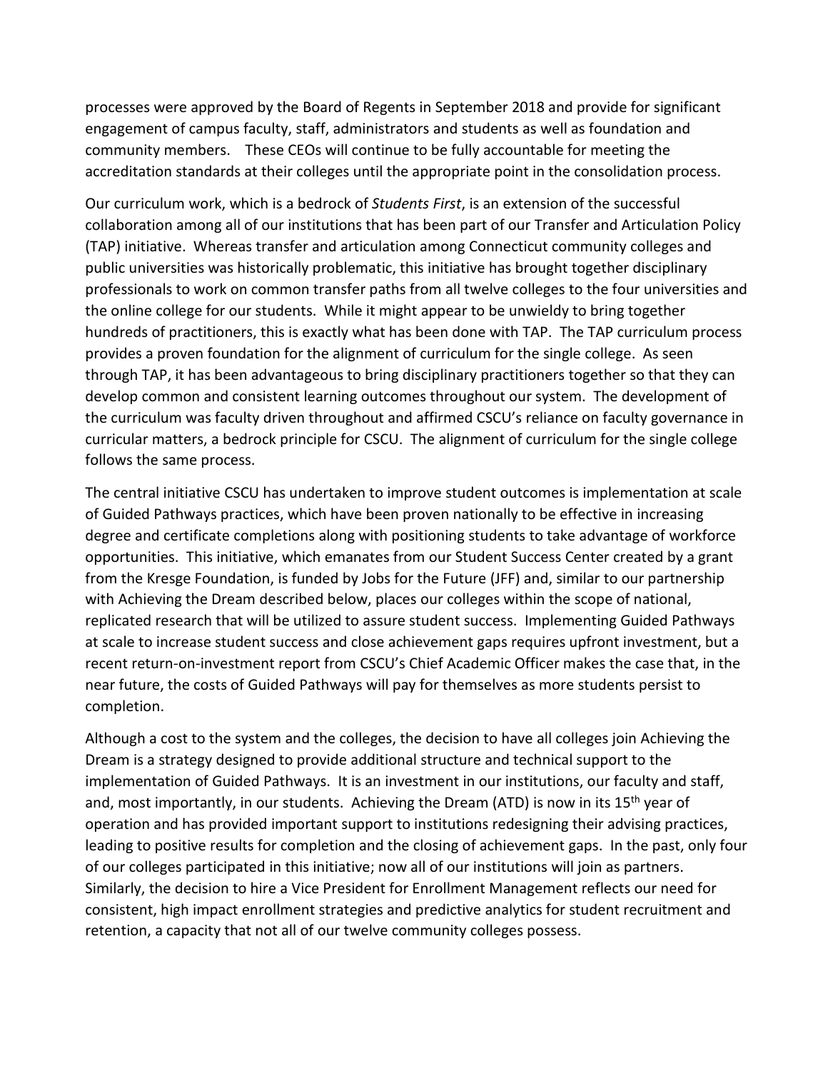processes were approved by the Board of Regents in September 2018 and provide for significant engagement of campus faculty, staff, administrators and students as well as foundation and community members. These CEOs will continue to be fully accountable for meeting the accreditation standards at their colleges until the appropriate point in the consolidation process.

Our curriculum work, which is a bedrock of *Students First*, is an extension of the successful collaboration among all of our institutions that has been part of our Transfer and Articulation Policy (TAP) initiative. Whereas transfer and articulation among Connecticut community colleges and public universities was historically problematic, this initiative has brought together disciplinary professionals to work on common transfer paths from all twelve colleges to the four universities and the online college for our students. While it might appear to be unwieldy to bring together hundreds of practitioners, this is exactly what has been done with TAP. The TAP curriculum process provides a proven foundation for the alignment of curriculum for the single college. As seen through TAP, it has been advantageous to bring disciplinary practitioners together so that they can develop common and consistent learning outcomes throughout our system. The development of the curriculum was faculty driven throughout and affirmed CSCU's reliance on faculty governance in curricular matters, a bedrock principle for CSCU. The alignment of curriculum for the single college follows the same process.

The central initiative CSCU has undertaken to improve student outcomes is implementation at scale of Guided Pathways practices, which have been proven nationally to be effective in increasing degree and certificate completions along with positioning students to take advantage of workforce opportunities. This initiative, which emanates from our Student Success Center created by a grant from the Kresge Foundation, is funded by Jobs for the Future (JFF) and, similar to our partnership with Achieving the Dream described below, places our colleges within the scope of national, replicated research that will be utilized to assure student success. Implementing Guided Pathways at scale to increase student success and close achievement gaps requires upfront investment, but a recent return-on-investment report from CSCU's Chief Academic Officer makes the case that, in the near future, the costs of Guided Pathways will pay for themselves as more students persist to completion.

Although a cost to the system and the colleges, the decision to have all colleges join Achieving the Dream is a strategy designed to provide additional structure and technical support to the implementation of Guided Pathways. It is an investment in our institutions, our faculty and staff, and, most importantly, in our students. Achieving the Dream (ATD) is now in its 15th year of operation and has provided important support to institutions redesigning their advising practices, leading to positive results for completion and the closing of achievement gaps. In the past, only four of our colleges participated in this initiative; now all of our institutions will join as partners. Similarly, the decision to hire a Vice President for Enrollment Management reflects our need for consistent, high impact enrollment strategies and predictive analytics for student recruitment and retention, a capacity that not all of our twelve community colleges possess.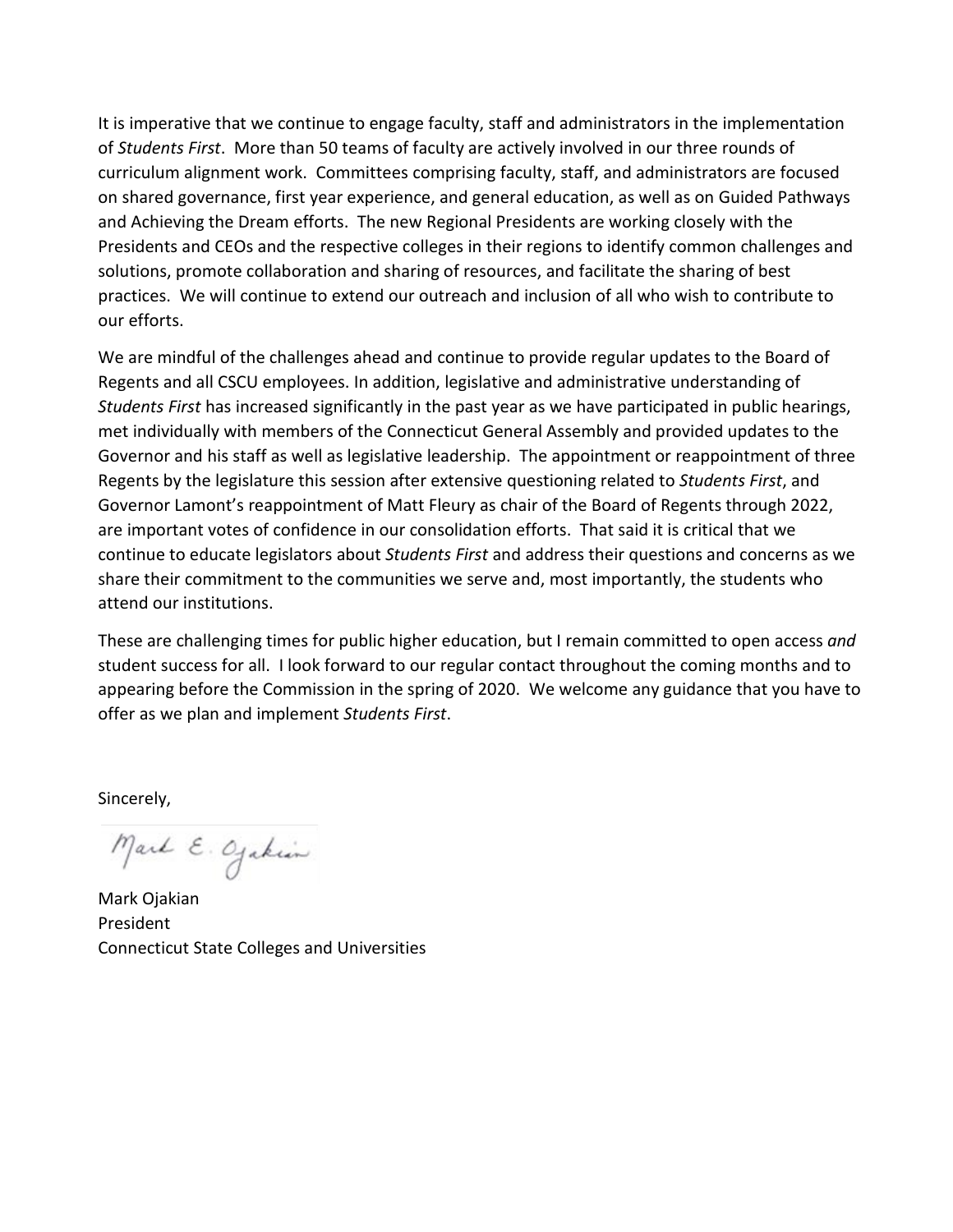It is imperative that we continue to engage faculty, staff and administrators in the implementation of *Students First*. More than 50 teams of faculty are actively involved in our three rounds of curriculum alignment work. Committees comprising faculty, staff, and administrators are focused on shared governance, first year experience, and general education, as well as on Guided Pathways and Achieving the Dream efforts. The new Regional Presidents are working closely with the Presidents and CEOs and the respective colleges in their regions to identify common challenges and solutions, promote collaboration and sharing of resources, and facilitate the sharing of best practices. We will continue to extend our outreach and inclusion of all who wish to contribute to our efforts.

We are mindful of the challenges ahead and continue to provide regular updates to the Board of Regents and all CSCU employees. In addition, legislative and administrative understanding of *Students First* has increased significantly in the past year as we have participated in public hearings, met individually with members of the Connecticut General Assembly and provided updates to the Governor and his staff as well as legislative leadership. The appointment or reappointment of three Regents by the legislature this session after extensive questioning related to *Students First*, and Governor Lamont's reappointment of Matt Fleury as chair of the Board of Regents through 2022, are important votes of confidence in our consolidation efforts. That said it is critical that we continue to educate legislators about *Students First* and address their questions and concerns as we share their commitment to the communities we serve and, most importantly, the students who attend our institutions.

These are challenging times for public higher education, but I remain committed to open access *and* student success for all. I look forward to our regular contact throughout the coming months and to appearing before the Commission in the spring of 2020. We welcome any guidance that you have to offer as we plan and implement *Students First*.

Sincerely,

Mark E. Ojakian

Mark Ojakian
President
Connecticut State Colleges and Universities